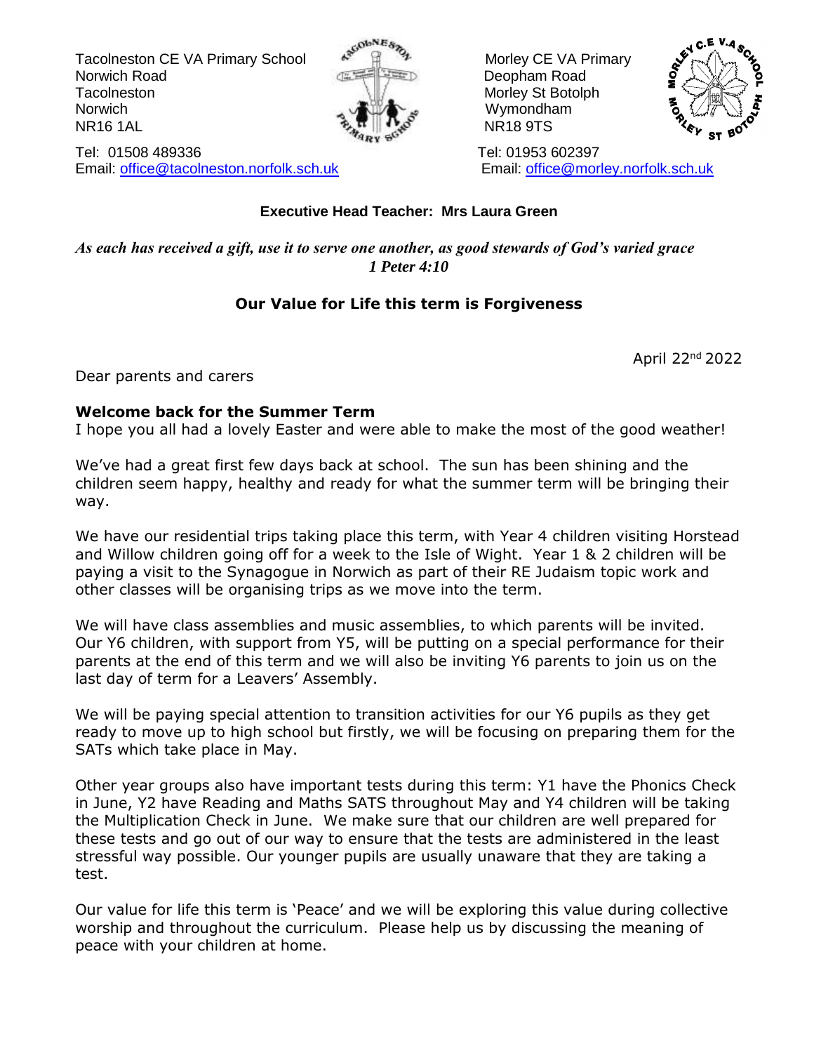Tacolneston CE VA Primary School
Norwich Road
Tacolneston
Norwich
NR16 1AL

Tel: 01508 489336
Email: office@tacolneston.norfolk.sch.uk

Morley CE VA Primary
Deopham Road
Morley St Botolph
Wymondham
NR18 9TS

Tel: 01953 602397
Email: office@morley.norfolk.sch.uk

**Executive Head Teacher: Mrs Laura Green**

***As each has received a gift, use it to serve one another, as good stewards of God's varied grace***
***1 Peter 4:10***

**Our Value for Life this term is Forgiveness**

April 22nd 2022

Dear parents and carers

**Welcome back for the Summer Term**

I hope you all had a lovely Easter and were able to make the most of the good weather!

We've had a great first few days back at school. The sun has been shining and the children seem happy, healthy and ready for what the summer term will be bringing their way.

We have our residential trips taking place this term, with Year 4 children visiting Horstead and Willow children going off for a week to the Isle of Wight. Year 1 & 2 children will be paying a visit to the Synagogue in Norwich as part of their RE Judaism topic work and other classes will be organising trips as we move into the term.

We will have class assemblies and music assemblies, to which parents will be invited. Our Y6 children, with support from Y5, will be putting on a special performance for their parents at the end of this term and we will also be inviting Y6 parents to join us on the last day of term for a Leavers' Assembly.

We will be paying special attention to transition activities for our Y6 pupils as they get ready to move up to high school but firstly, we will be focusing on preparing them for the SATs which take place in May.

Other year groups also have important tests during this term: Y1 have the Phonics Check in June, Y2 have Reading and Maths SATS throughout May and Y4 children will be taking the Multiplication Check in June. We make sure that our children are well prepared for these tests and go out of our way to ensure that the tests are administered in the least stressful way possible. Our younger pupils are usually unaware that they are taking a test.

Our value for life this term is 'Peace' and we will be exploring this value during collective worship and throughout the curriculum. Please help us by discussing the meaning of peace with your children at home.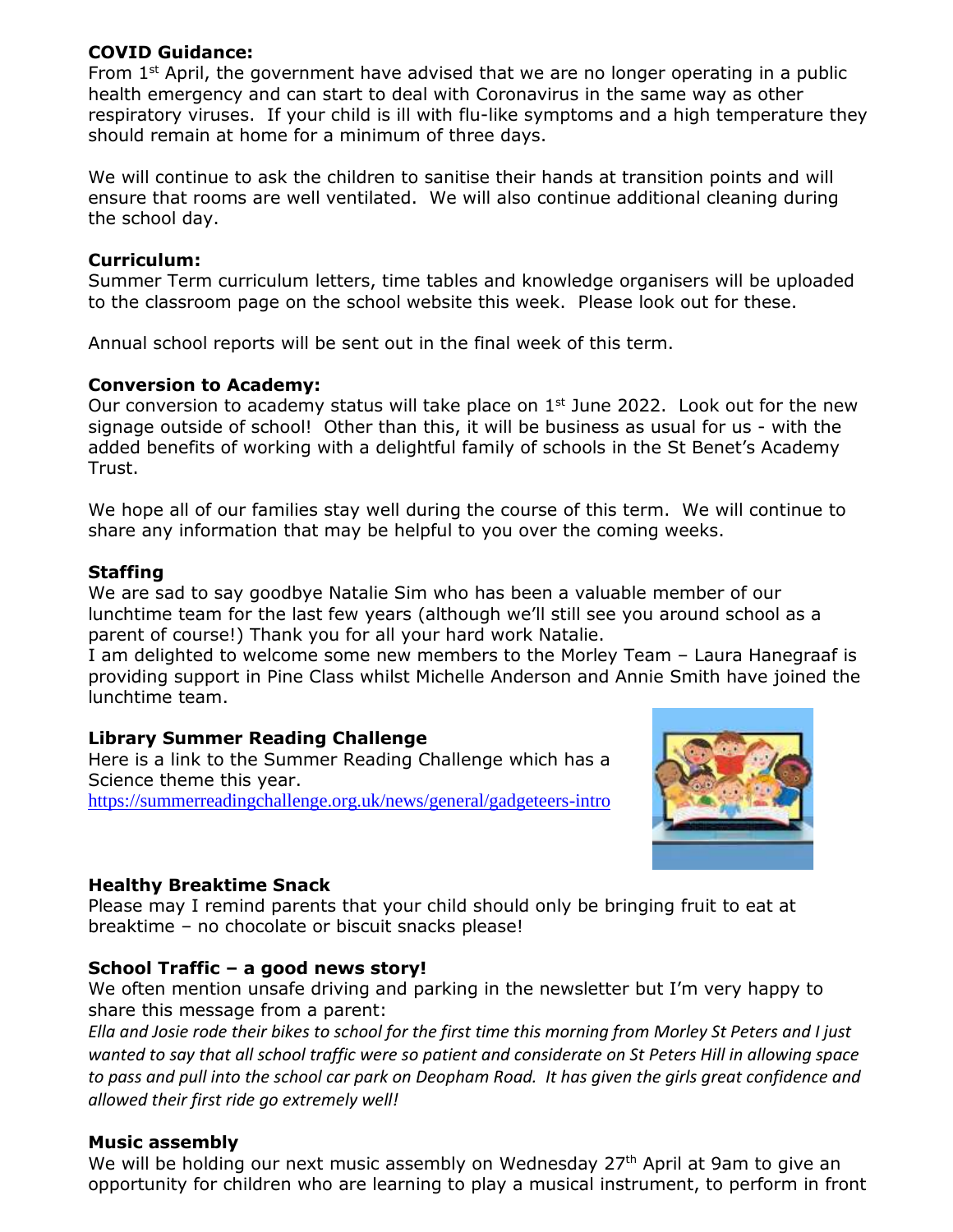**COVID Guidance:**
From 1st April, the government have advised that we are no longer operating in a public health emergency and can start to deal with Coronavirus in the same way as other respiratory viruses. If your child is ill with flu-like symptoms and a high temperature they should remain at home for a minimum of three days.

We will continue to ask the children to sanitise their hands at transition points and will ensure that rooms are well ventilated. We will also continue additional cleaning during the school day.

**Curriculum:**
Summer Term curriculum letters, time tables and knowledge organisers will be uploaded to the classroom page on the school website this week. Please look out for these.

Annual school reports will be sent out in the final week of this term.

**Conversion to Academy:**
Our conversion to academy status will take place on 1st June 2022. Look out for the new signage outside of school! Other than this, it will be business as usual for us - with the added benefits of working with a delightful family of schools in the St Benet's Academy Trust.

We hope all of our families stay well during the course of this term. We will continue to share any information that may be helpful to you over the coming weeks.

**Staffing**
We are sad to say goodbye Natalie Sim who has been a valuable member of our lunchtime team for the last few years (although we'll still see you around school as a parent of course!) Thank you for all your hard work Natalie.
I am delighted to welcome some new members to the Morley Team – Laura Hanegraaf is providing support in Pine Class whilst Michelle Anderson and Annie Smith have joined the lunchtime team.

**Library Summer Reading Challenge**
Here is a link to the Summer Reading Challenge which has a Science theme this year.
https://summerreadingchallenge.org.uk/news/general/gadgeteers-intro

**Healthy Breaktime Snack**
Please may I remind parents that your child should only be bringing fruit to eat at breaktime – no chocolate or biscuit snacks please!

**School Traffic – a good news story!**
We often mention unsafe driving and parking in the newsletter but I'm very happy to share this message from a parent:
*Ella and Josie rode their bikes to school for the first time this morning from Morley St Peters and I just wanted to say that all school traffic were so patient and considerate on St Peters Hill in allowing space to pass and pull into the school car park on Deopham Road. It has given the girls great confidence and allowed their first ride go extremely well!*

**Music assembly**
We will be holding our next music assembly on Wednesday 27th April at 9am to give an opportunity for children who are learning to play a musical instrument, to perform in front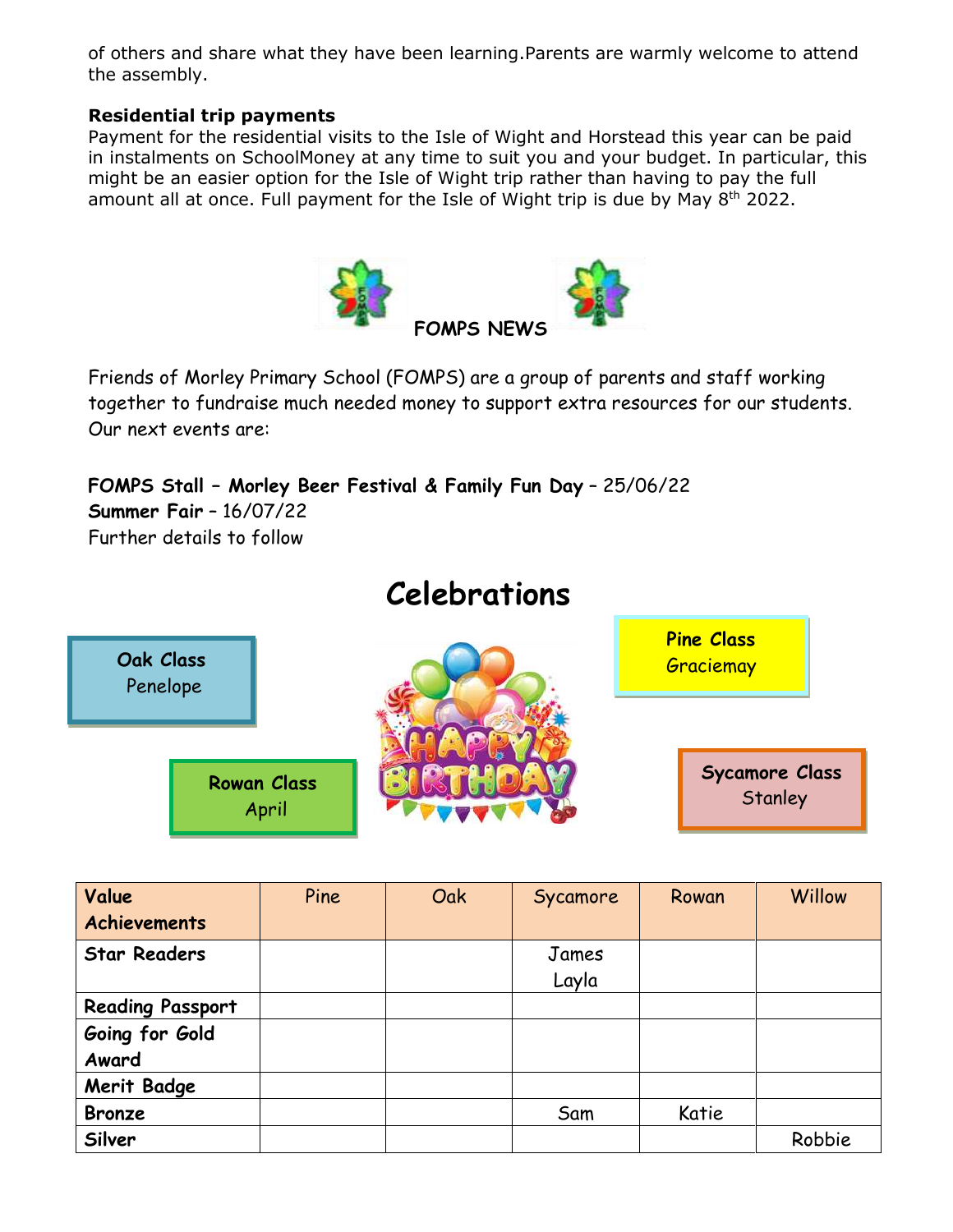of others and share what they have been learning.Parents are warmly welcome to attend the assembly.

**Residential trip payments**
Payment for the residential visits to the Isle of Wight and Horstead this year can be paid in instalments on SchoolMoney at any time to suit you and your budget. In particular, this might be an easier option for the Isle of Wight trip rather than having to pay the full amount all at once. Full payment for the Isle of Wight trip is due by May 8th 2022.

## FOMPS NEWS

Friends of Morley Primary School (FOMPS) are a group of parents and staff working together to fundraise much needed money to support extra resources for our students. Our next events are:

**FOMPS Stall – Morley Beer Festival & Family Fun Day** – 25/06/22
**Summer Fair** – 16/07/22
Further details to follow

## Celebrations

**Oak Class**
Penelope

**Pine Class**
Graciemay

**Rowan Class**
April

**Sycamore Class**
Stanley

| Value Achievements | Pine | Oak | Sycamore | Rowan | Willow |
|---|---|---|---|---|---|
| **Star Readers** | | | James<br>Layla | | |
| **Reading Passport** | | | | | |
| **Going for Gold Award** | | | | | |
| **Merit Badge** | | | | | |
| **Bronze** | | | Sam | Katie | |
| **Silver** | | | | | Robbie |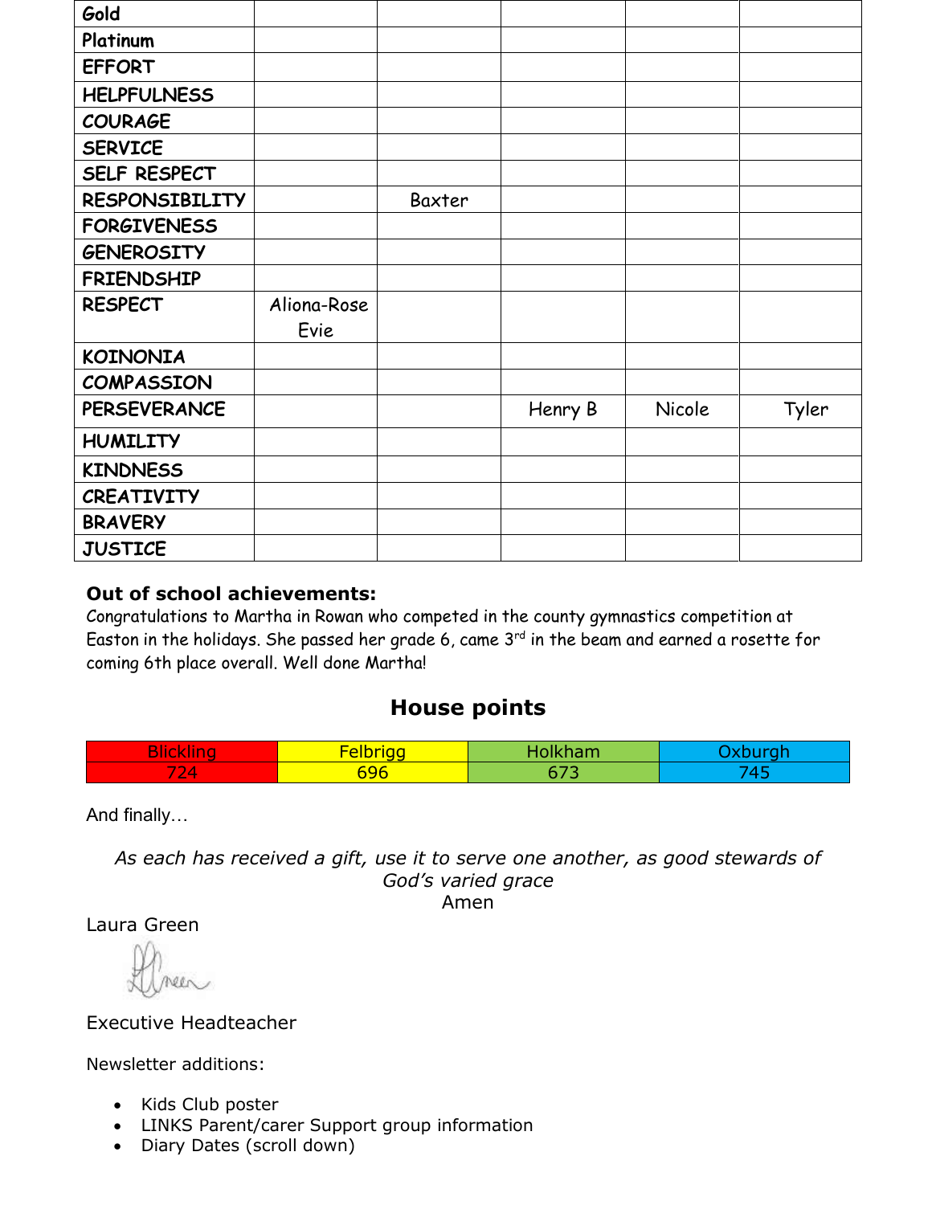| | | | | | |
|---|---|---|---|---|---|
| Gold | | | | | |
| Platinum | | | | | |
| EFFORT | | | | | |
| HELPFULNESS | | | | | |
| COURAGE | | | | | |
| SERVICE | | | | | |
| SELF RESPECT | | | | | |
| RESPONSIBILITY | | Baxter | | | |
| FORGIVENESS | | | | | |
| GENEROSITY | | | | | |
| FRIENDSHIP | | | | | |
| RESPECT | Aliona-Rose Evie | | | | |
| KOINONIA | | | | | |
| COMPASSION | | | | | |
| PERSEVERANCE | | | Henry B | Nicole | Tyler |
| HUMILITY | | | | | |
| KINDNESS | | | | | |
| CREATIVITY | | | | | |
| BRAVERY | | | | | |
| JUSTICE | | | | | |

**Out of school achievements:**

Congratulations to Martha in Rowan who competed in the county gymnastics competition at Easton in the holidays. She passed her grade 6, came 3rd in the beam and earned a rosette for coming 6th place overall. Well done Martha!

## House points

| Blickling | Felbrigg | Holkham | Oxburgh |
|---|---|---|---|
| 724 | 696 | 673 | 745 |

And finally…

*As each has received a gift, use it to serve one another, as good stewards of God's varied grace*

Amen

Laura Green

Executive Headteacher

Newsletter additions:

- Kids Club poster
- LINKS Parent/carer Support group information
- Diary Dates (scroll down)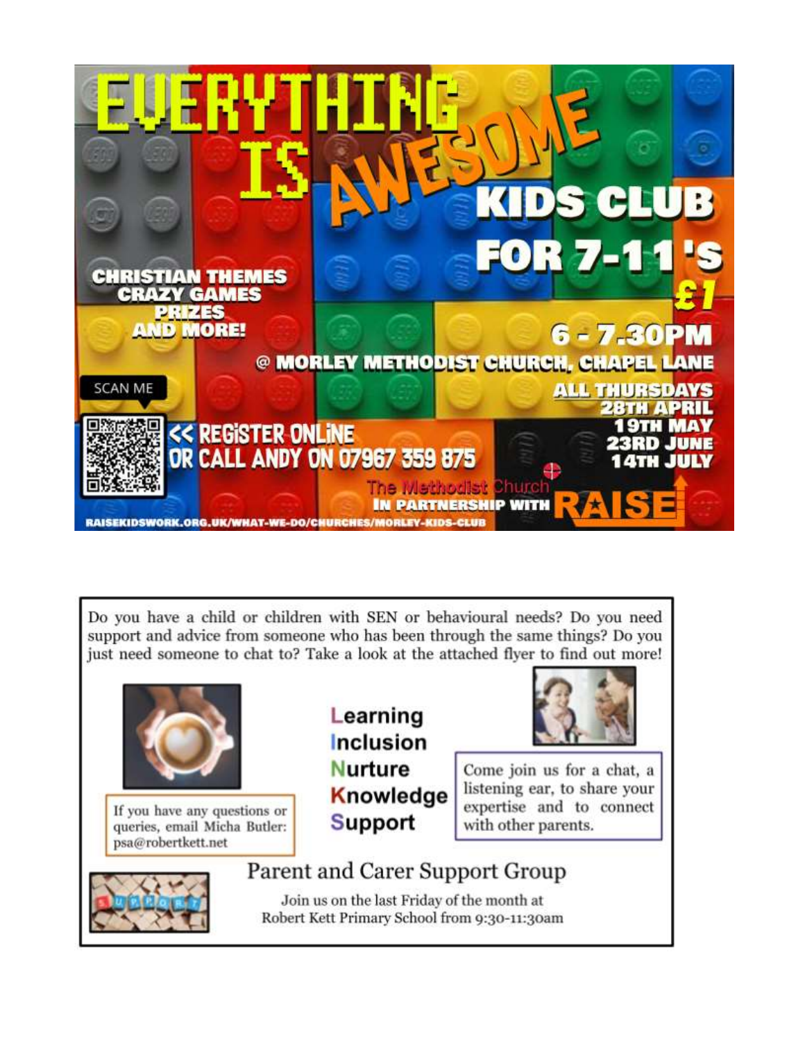# EVERYTHING IS AWESOME

## KIDS CLUB FOR 7-11's

**£1**

CHRISTIAN THEMES
CRAZY GAMES
PRIZES
AND MORE!

**6 - 7.30PM**

**@ MORLEY METHODIST CHURCH, CHAPEL LANE**

**ALL THURSDAYS**
28TH APRIL
19TH MAY
23RD JUNE
14TH JULY

SCAN ME

<< REGISTER ONLINE
OR CALL ANDY ON 07967 359 875

The Methodist Church
IN PARTNERSHIP WITH RAISE

RAISEKIDSWORK.ORG.UK/WHAT-WE-DO/CHURCHES/MORLEY-KIDS-CLUB

---

Do you have a child or children with SEN or behavioural needs? Do you need support and advice from someone who has been through the same things? Do you just need someone to chat to? Take a look at the attached flyer to find out more!

**L**earning
**I**nclusion
**N**urture
**K**nowledge
**S**upport

If you have any questions or queries, email Micha Butler: psa@robertkett.net

Come join us for a chat, a listening ear, to share your expertise and to connect with other parents.

## Parent and Carer Support Group

Join us on the last Friday of the month at Robert Kett Primary School from 9:30-11:30am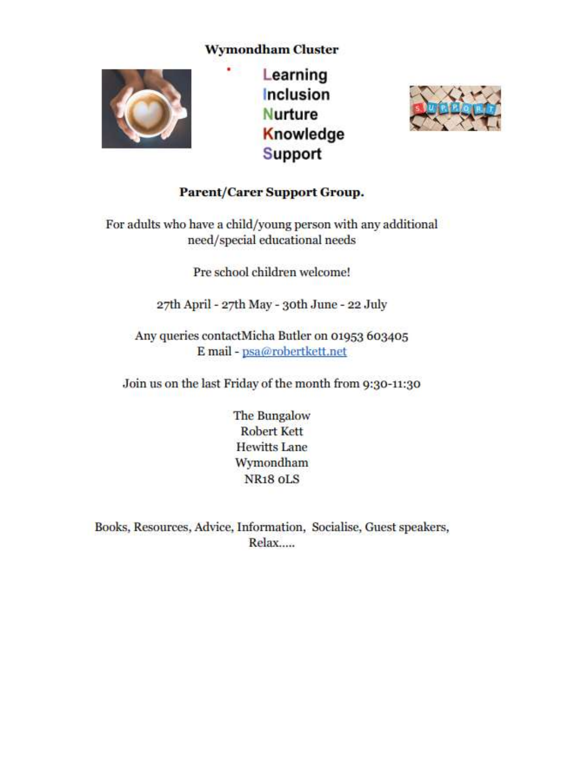**Wymondham Cluster**

**L**earning
**I**nclusion
**N**urture
**K**nowledge
**S**upport

## Parent/Carer Support Group.

For adults who have a child/young person with any additional need/special educational needs

Pre school children welcome!

27th April - 27th May - 30th June - 22 July

Any queries contactMicha Butler on 01953 603405
E mail - psa@robertkett.net

Join us on the last Friday of the month from 9:30-11:30

The Bungalow
Robert Kett
Hewitts Lane
Wymondham
NR18 0LS

Books, Resources, Advice, Information, Socialise, Guest speakers, Relax.....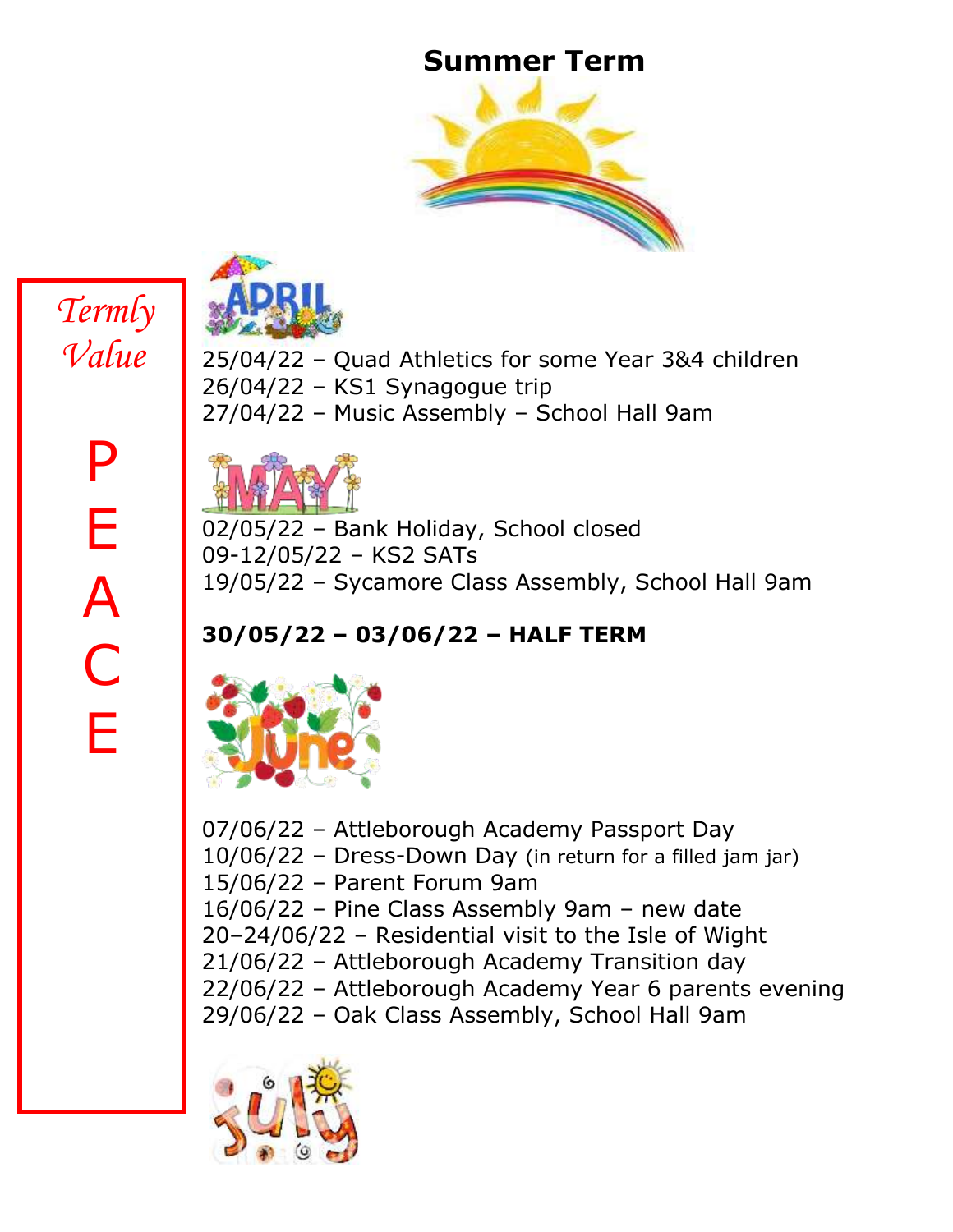# Summer Term

*Termly Value*

PEACE

## April

25/04/22 – Quad Athletics for some Year 3&4 children
26/04/22 – KS1 Synagogue trip
27/04/22 – Music Assembly – School Hall 9am

## May

02/05/22 – Bank Holiday, School closed
09-12/05/22 – KS2 SATs
19/05/22 – Sycamore Class Assembly, School Hall 9am

**30/05/22 – 03/06/22 – HALF TERM**

## June

07/06/22 – Attleborough Academy Passport Day
10/06/22 – Dress-Down Day (in return for a filled jam jar)
15/06/22 – Parent Forum 9am
16/06/22 – Pine Class Assembly 9am – new date
20–24/06/22 – Residential visit to the Isle of Wight
21/06/22 – Attleborough Academy Transition day
22/06/22 – Attleborough Academy Year 6 parents evening
29/06/22 – Oak Class Assembly, School Hall 9am

## July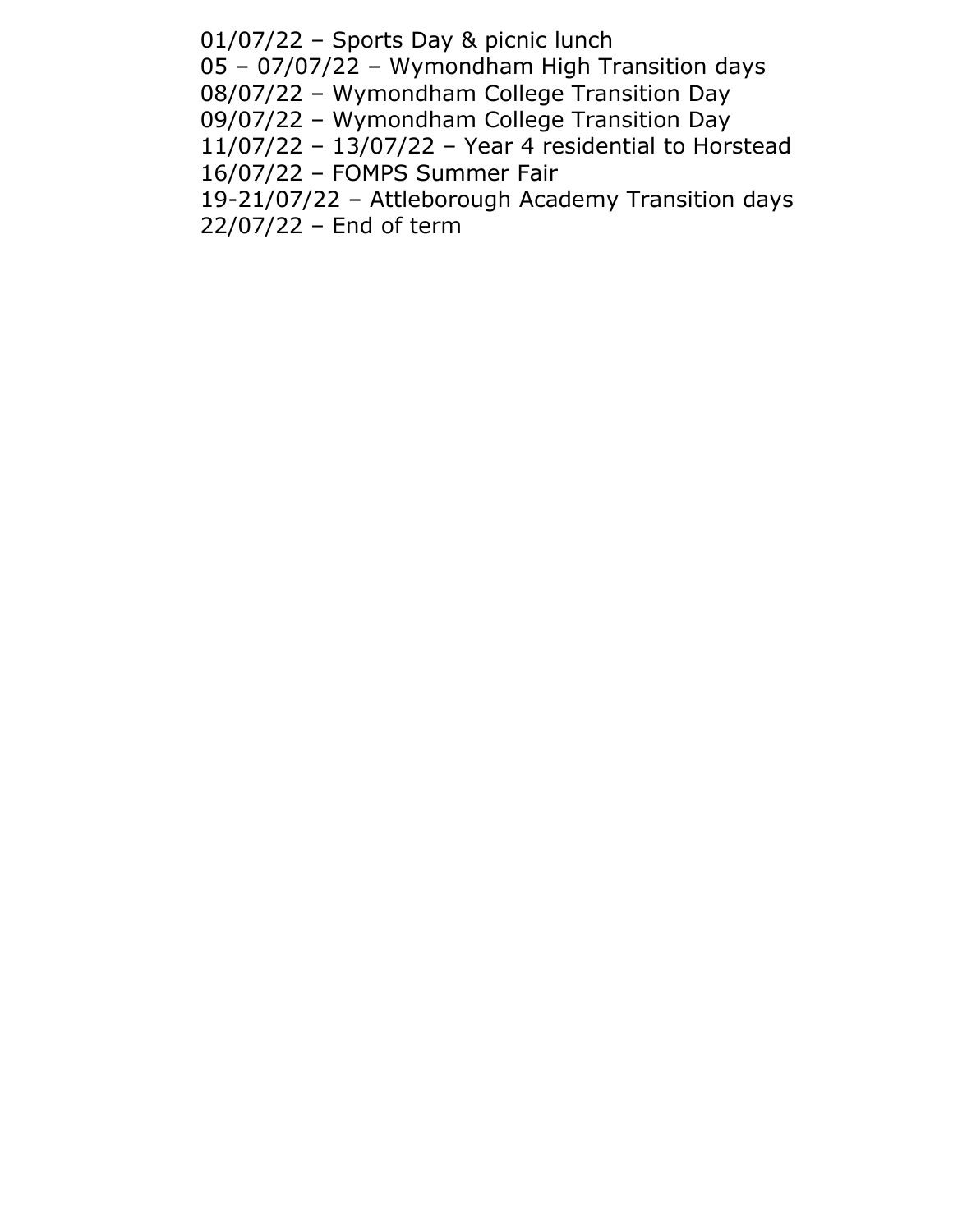01/07/22 – Sports Day & picnic lunch
05 – 07/07/22 – Wymondham High Transition days
08/07/22 – Wymondham College Transition Day
09/07/22 – Wymondham College Transition Day
11/07/22 – 13/07/22 – Year 4 residential to Horstead
16/07/22 – FOMPS Summer Fair
19-21/07/22 – Attleborough Academy Transition days
22/07/22 – End of term